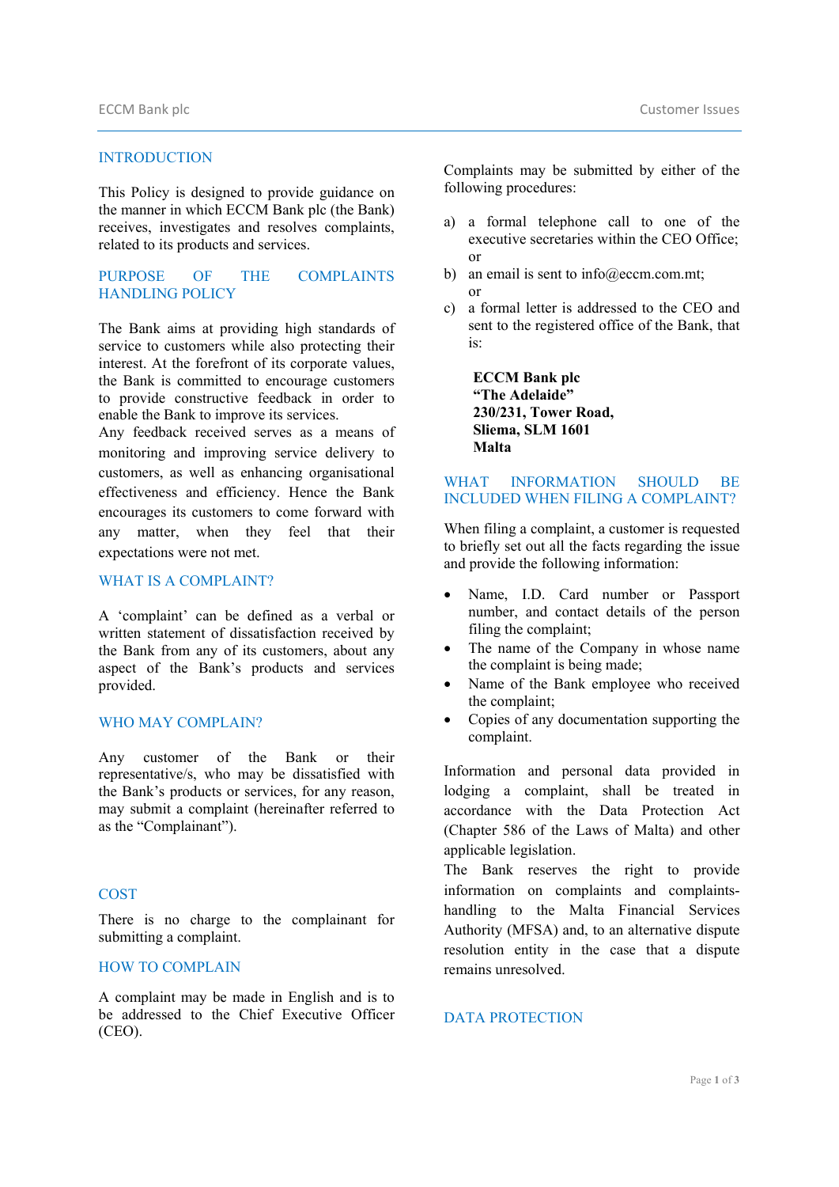## INTRODUCTION

This Policy is designed to provide guidance on the manner in which ECCM Bank plc (the Bank) receives, investigates and resolves complaints, related to its products and services.

## PURPOSE OF THE COMPLAINTS HANDLING POLICY

The Bank aims at providing high standards of service to customers while also protecting their interest. At the forefront of its corporate values, the Bank is committed to encourage customers to provide constructive feedback in order to enable the Bank to improve its services.

Any feedback received serves as a means of monitoring and improving service delivery to customers, as well as enhancing organisational effectiveness and efficiency. Hence the Bank encourages its customers to come forward with any matter, when they feel that their expectations were not met.

## WHAT IS A COMPLAINT?

A 'complaint' can be defined as a verbal or written statement of dissatisfaction received by the Bank from any of its customers, about any aspect of the Bank's products and services provided.

## WHO MAY COMPLAIN?

Any customer of the Bank or their representative/s, who may be dissatisfied with the Bank's products or services, for any reason, may submit a complaint (hereinafter referred to as the "Complainant").

## COST

There is no charge to the complainant for submitting a complaint.

## HOW TO COMPLAIN

A complaint may be made in English and is to be addressed to the Chief Executive Officer (CEO).

Complaints may be submitted by either of the following procedures:

a) a formal telephone call to one of the executive secretaries within the CEO Office; or

b) an email is sent to info@eccm.com.mt; or

c) a formal letter is addressed to the CEO and sent to the registered office of the Bank, that is:

> **ECCM Bank plc**
> **"The Adelaide"**
> **230/231, Tower Road,**
> **Sliema, SLM 1601**
> **Malta**

## WHAT INFORMATION SHOULD BE INCLUDED WHEN FILING A COMPLAINT?

When filing a complaint, a customer is requested to briefly set out all the facts regarding the issue and provide the following information:

- Name, I.D. Card number or Passport number, and contact details of the person filing the complaint;
- The name of the Company in whose name the complaint is being made;
- Name of the Bank employee who received the complaint;
- Copies of any documentation supporting the complaint.

Information and personal data provided in lodging a complaint, shall be treated in accordance with the Data Protection Act (Chapter 586 of the Laws of Malta) and other applicable legislation.

The Bank reserves the right to provide information on complaints and complaints-handling to the Malta Financial Services Authority (MFSA) and, to an alternative dispute resolution entity in the case that a dispute remains unresolved.

## DATA PROTECTION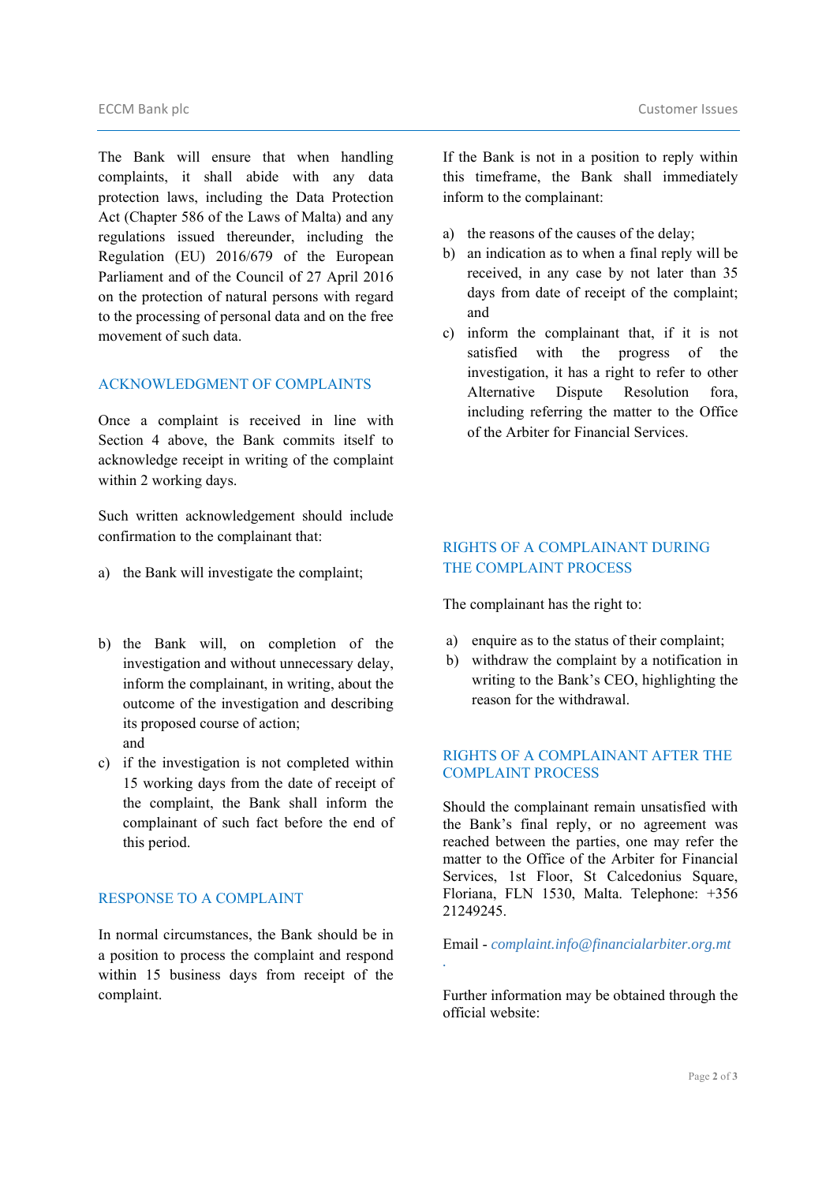The Bank will ensure that when handling complaints, it shall abide with any data protection laws, including the Data Protection Act (Chapter 586 of the Laws of Malta) and any regulations issued thereunder, including the Regulation (EU) 2016/679 of the European Parliament and of the Council of 27 April 2016 on the protection of natural persons with regard to the processing of personal data and on the free movement of such data.

## ACKNOWLEDGMENT OF COMPLAINTS

Once a complaint is received in line with Section 4 above, the Bank commits itself to acknowledge receipt in writing of the complaint within 2 working days.

Such written acknowledgement should include confirmation to the complainant that:

a) the Bank will investigate the complaint;

b) the Bank will, on completion of the investigation and without unnecessary delay, inform the complainant, in writing, about the outcome of the investigation and describing its proposed course of action; and

c) if the investigation is not completed within 15 working days from the date of receipt of the complaint, the Bank shall inform the complainant of such fact before the end of this period.

## RESPONSE TO A COMPLAINT

In normal circumstances, the Bank should be in a position to process the complaint and respond within 15 business days from receipt of the complaint.

If the Bank is not in a position to reply within this timeframe, the Bank shall immediately inform to the complainant:

a) the reasons of the causes of the delay;
b) an indication as to when a final reply will be received, in any case by not later than 35 days from date of receipt of the complaint; and
c) inform the complainant that, if it is not satisfied with the progress of the investigation, it has a right to refer to other Alternative Dispute Resolution fora, including referring the matter to the Office of the Arbiter for Financial Services.

## RIGHTS OF A COMPLAINANT DURING THE COMPLAINT PROCESS

The complainant has the right to:

a) enquire as to the status of their complaint;
b) withdraw the complaint by a notification in writing to the Bank's CEO, highlighting the reason for the withdrawal.

## RIGHTS OF A COMPLAINANT AFTER THE COMPLAINT PROCESS

Should the complainant remain unsatisfied with the Bank's final reply, or no agreement was reached between the parties, one may refer the matter to the Office of the Arbiter for Financial Services, 1st Floor, St Calcedonius Square, Floriana, FLN 1530, Malta. Telephone: +356 21249245.

Email - *complaint.info@financialarbiter.org.mt*
.

Further information may be obtained through the official website: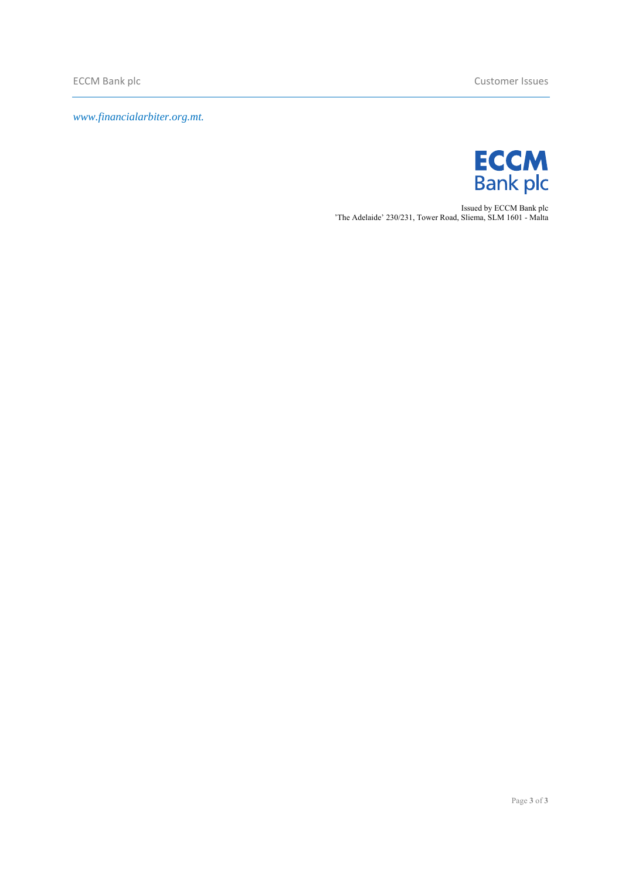*www.financialarbiter.org.mt.*

ECCM
Bank plc

Issued by ECCM Bank plc
'The Adelaide' 230/231, Tower Road, Sliema, SLM 1601 - Malta